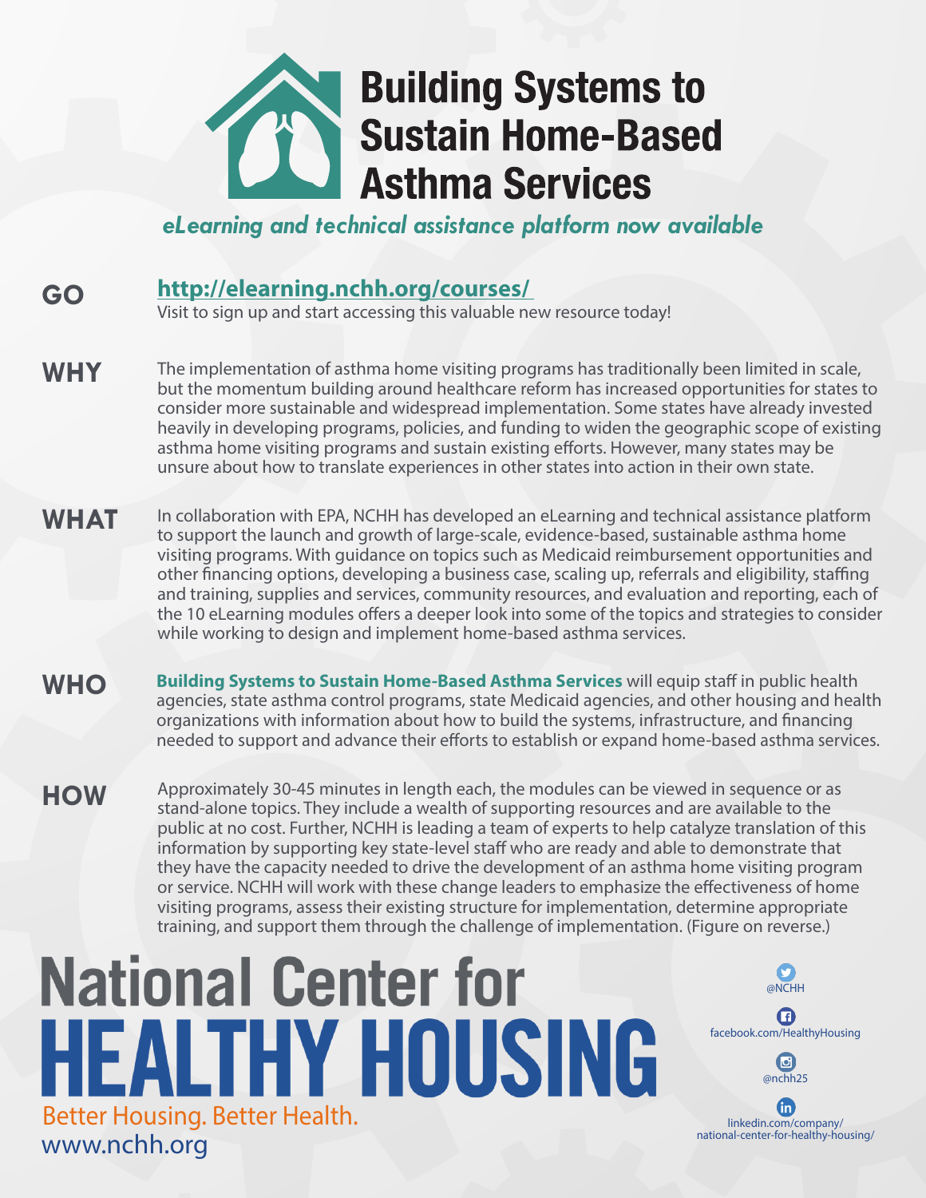# Building Systems to Sustain Home-Based Asthma Services

***eLearning and technical assistance platform now available***

**GO**

**http://elearning.nchh.org/courses/**

Visit to sign up and start accessing this valuable new resource today!

**WHY**

The implementation of asthma home visiting programs has traditionally been limited in scale, but the momentum building around healthcare reform has increased opportunities for states to consider more sustainable and widespread implementation. Some states have already invested heavily in developing programs, policies, and funding to widen the geographic scope of existing asthma home visiting programs and sustain existing efforts. However, many states may be unsure about how to translate experiences in other states into action in their own state.

**WHAT**

In collaboration with EPA, NCHH has developed an eLearning and technical assistance platform to support the launch and growth of large-scale, evidence-based, sustainable asthma home visiting programs. With guidance on topics such as Medicaid reimbursement opportunities and other financing options, developing a business case, scaling up, referrals and eligibility, staffing and training, supplies and services, community resources, and evaluation and reporting, each of the 10 eLearning modules offers a deeper look into some of the topics and strategies to consider while working to design and implement home-based asthma services.

**WHO**

**Building Systems to Sustain Home-Based Asthma Services** will equip staff in public health agencies, state asthma control programs, state Medicaid agencies, and other housing and health organizations with information about how to build the systems, infrastructure, and financing needed to support and advance their efforts to establish or expand home-based asthma services.

**HOW**

Approximately 30-45 minutes in length each, the modules can be viewed in sequence or as stand-alone topics. They include a wealth of supporting resources and are available to the public at no cost. Further, NCHH is leading a team of experts to help catalyze translation of this information by supporting key state-level staff who are ready and able to demonstrate that they have the capacity needed to drive the development of an asthma home visiting program or service. NCHH will work with these change leaders to emphasize the effectiveness of home visiting programs, assess their existing structure for implementation, determine appropriate training, and support them through the challenge of implementation. (Figure on reverse.)

**National Center for HEALTHY HOUSING**

Better Housing. Better Health.

www.nchh.org

@NCHH

facebook.com/HealthyHousing

@nchh25

linkedin.com/company/national-center-for-healthy-housing/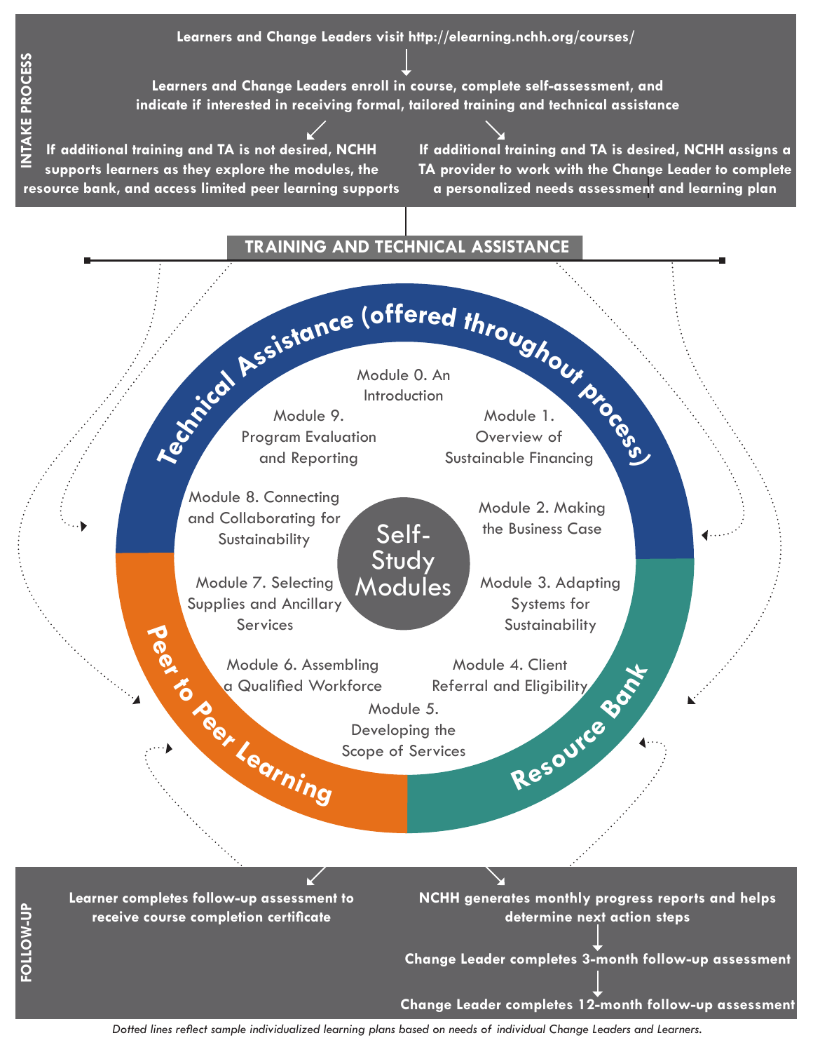## INTAKE PROCESS

Learners and Change Leaders visit http://elearning.nchh.org/courses/

Learners and Change Leaders enroll in course, complete self-assessment, and indicate if interested in receiving formal, tailored training and technical assistance

If additional training and TA is not desired, NCHH supports learners as they explore the modules, the resource bank, and access limited peer learning supports

If additional training and TA is desired, NCHH assigns a TA provider to work with the Change Leader to complete a personalized needs assessment and learning plan

## TRAINING AND TECHNICAL ASSISTANCE

Technical Assistance (offered throughout process)

Self-Study Modules

Module 0. An Introduction

Module 1. Overview of Sustainable Financing

Module 2. Making the Business Case

Module 3. Adapting Systems for Sustainability

Module 4. Client Referral and Eligibility

Module 5. Developing the Scope of Services

Module 6. Assembling a Qualified Workforce

Module 7. Selecting Supplies and Ancillary Services

Module 8. Connecting and Collaborating for Sustainability

Module 9. Program Evaluation and Reporting

Peer to Peer Learning

Resource Bank

## FOLLOW-UP

Learner completes follow-up assessment to receive course completion certificate

NCHH generates monthly progress reports and helps determine next action steps

Change Leader completes 3-month follow-up assessment

Change Leader completes 12-month follow-up assessment

*Dotted lines reflect sample individualized learning plans based on needs of individual Change Leaders and Learners.*